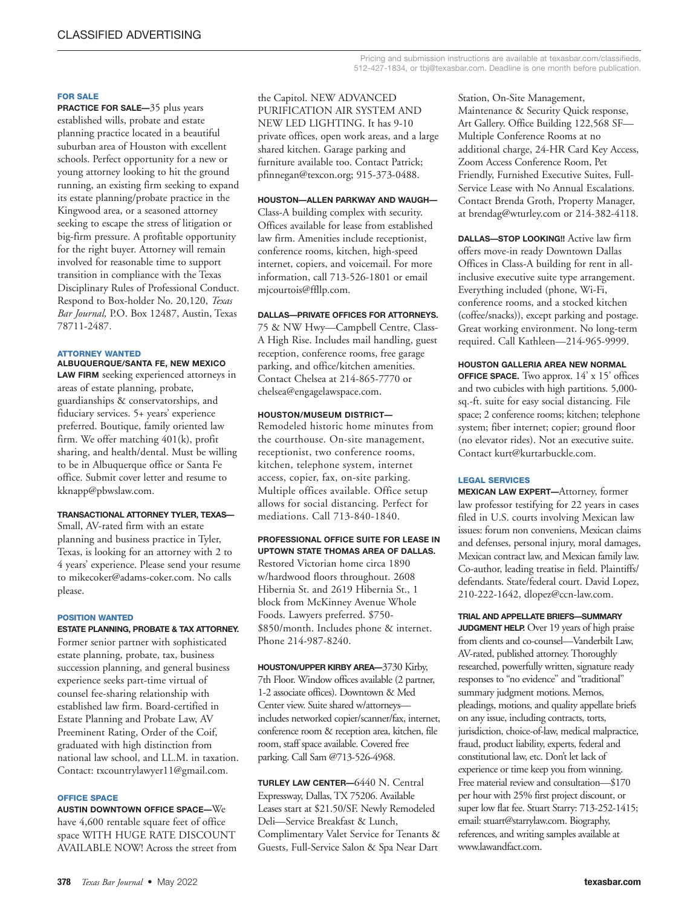# CLASSIFIED ADVERTISING

Pricing and submission instructions are available at texasbar.com/classifieds, 512-427-1834, or tbj@texasbar.com. Deadline is one month before publication.

## FOR SALE

**PRACTICE FOR SALE—**35 plus years established wills, probate and estate planning practice located in a beautiful suburban area of Houston with excellent schools. Perfect opportunity for a new or young attorney looking to hit the ground running, an existing firm seeking to expand its estate planning/probate practice in the Kingwood area, or a seasoned attorney seeking to escape the stress of litigation or big-firm pressure. A profitable opportunity for the right buyer. Attorney will remain involved for reasonable time to support transition in compliance with the Texas Disciplinary Rules of Professional Conduct. Respond to Box-holder No. 20,120, *Texas Bar Journal,* P.O. Box 12487, Austin, Texas 78711-2487.

## ATTORNEY WANTED

**ALBUQUERQUE/SANTA FE, NEW MEXICO LAW FIRM** seeking experienced attorneys in areas of estate planning, probate, guardianships & conservatorships, and fiduciary services. 5+ years' experience preferred. Boutique, family oriented law firm. We offer matching 401(k), profit sharing, and health/dental. Must be willing to be in Albuquerque office or Santa Fe office. Submit cover letter and resume to kknapp@pbwslaw.com.

**TRANSACTIONAL ATTORNEY TYLER, TEXAS—** Small, AV-rated firm with an estate planning and business practice in Tyler, Texas, is looking for an attorney with 2 to 4 years' experience. Please send your resume to mikecoker@adams-coker.com. No calls please.

## POSITION WANTED

**ESTATE PLANNING, PROBATE & TAX ATTORNEY.** Former senior partner with sophisticated estate planning, probate, tax, business succession planning, and general business experience seeks part-time virtual of counsel fee-sharing relationship with established law firm. Board-certified in Estate Planning and Probate Law, AV Preeminent Rating, Order of the Coif, graduated with high distinction from national law school, and LL.M. in taxation. Contact: txcountrylawyer11@gmail.com.

## OFFICE SPACE

**AUSTIN DOWNTOWN OFFICE SPACE—**We have 4,600 rentable square feet of office space WITH HUGE RATE DISCOUNT AVAILABLE NOW! Across the street from the Capitol. NEW ADVANCED PURIFICATION AIR SYSTEM AND NEW LED LIGHTING. It has 9-10 private offices, open work areas, and a large shared kitchen. Garage parking and furniture available too. Contact Patrick; pfinnegan@texcon.org; 915-373-0488.

**HOUSTON—ALLEN PARKWAY AND WAUGH—** Class-A building complex with security. Offices available for lease from established law firm. Amenities include receptionist, conference rooms, kitchen, high-speed internet, copiers, and voicemail. For more information, call 713-526-1801 or email mjcourtois@ffllp.com.

**DALLAS—PRIVATE OFFICES FOR ATTORNEYS.** 75 & NW Hwy—Campbell Centre, Class-A High Rise. Includes mail handling, guest reception, conference rooms, free garage parking, and office/kitchen amenities. Contact Chelsea at 214-865-7770 or chelsea@engagelawspace.com.

**HOUSTON/MUSEUM DISTRICT—** Remodeled historic home minutes from the courthouse. On-site management, receptionist, two conference rooms, kitchen, telephone system, internet access, copier, fax, on-site parking. Multiple offices available. Office setup allows for social distancing. Perfect for mediations. Call 713-840-1840.

**PROFESSIONAL OFFICE SUITE FOR LEASE IN UPTOWN STATE THOMAS AREA OF DALLAS.** Restored Victorian home circa 1890 w/hardwood floors throughout. 2608 Hibernia St. and 2619 Hibernia St., 1 block from McKinney Avenue Whole Foods. Lawyers preferred. $750-$850/month. Includes phone & internet. Phone 214-987-8240.

**HOUSTON/UPPER KIRBY AREA—**3730 Kirby, 7th Floor. Window offices available (2 partner, 1-2 associate offices). Downtown & Med Center view. Suite shared w/attorneys—includes networked copier/scanner/fax, internet, conference room & reception area, kitchen, file room, staff space available. Covered free parking. Call Sam @713-526-4968.

**TURLEY LAW CENTER—**6440 N. Central Expressway, Dallas, TX 75206. Available Leases start at $21.50/SF. Newly Remodeled Deli—Service Breakfast & Lunch, Complimentary Valet Service for Tenants & Guests, Full-Service Salon & Spa Near Dart Station, On-Site Management, Maintenance & Security Quick response, Art Gallery. Office Building 122,568 SF—Multiple Conference Rooms at no additional charge, 24-HR Card Key Access, Zoom Access Conference Room, Pet Friendly, Furnished Executive Suites, Full-Service Lease with No Annual Escalations. Contact Brenda Groth, Property Manager, at brendag@wturley.com or 214-382-4118.

**DALLAS—STOP LOOKING!!** Active law firm offers move-in ready Downtown Dallas Offices in Class-A building for rent in all-inclusive executive suite type arrangement. Everything included (phone, Wi-Fi, conference rooms, and a stocked kitchen (coffee/snacks)), except parking and postage. Great working environment. No long-term required. Call Kathleen—214-965-9999.

**HOUSTON GALLERIA AREA NEW NORMAL OFFICE SPACE.** Two approx. 14' x 15' offices and two cubicles with high partitions. 5,000-sq.-ft. suite for easy social distancing. File space; 2 conference rooms; kitchen; telephone system; fiber internet; copier; ground floor (no elevator rides). Not an executive suite. Contact kurt@kurtarbuckle.com.

## LEGAL SERVICES

**MEXICAN LAW EXPERT—**Attorney, former law professor testifying for 22 years in cases filed in U.S. courts involving Mexican law issues: forum non conveniens, Mexican claims and defenses, personal injury, moral damages, Mexican contract law, and Mexican family law. Co-author, leading treatise in field. Plaintiffs/defendants. State/federal court. David Lopez, 210-222-1642, dlopez@ccn-law.com.

**TRIAL AND APPELLATE BRIEFS—SUMMARY JUDGMENT HELP.** Over 19 years of high praise from clients and co-counsel—Vanderbilt Law, AV-rated, published attorney. Thoroughly researched, powerfully written, signature ready responses to "no evidence" and "traditional" summary judgment motions. Memos, pleadings, motions, and quality appellate briefs on any issue, including contracts, torts, jurisdiction, choice-of-law, medical malpractice, fraud, product liability, experts, federal and constitutional law, etc. Don't let lack of experience or time keep you from winning. Free material review and consultation—$170 per hour with 25% first project discount, or super low flat fee. Stuart Starry: 713-252-1415; email: stuart@starrylaw.com. Biography, references, and writing samples available at www.lawandfact.com.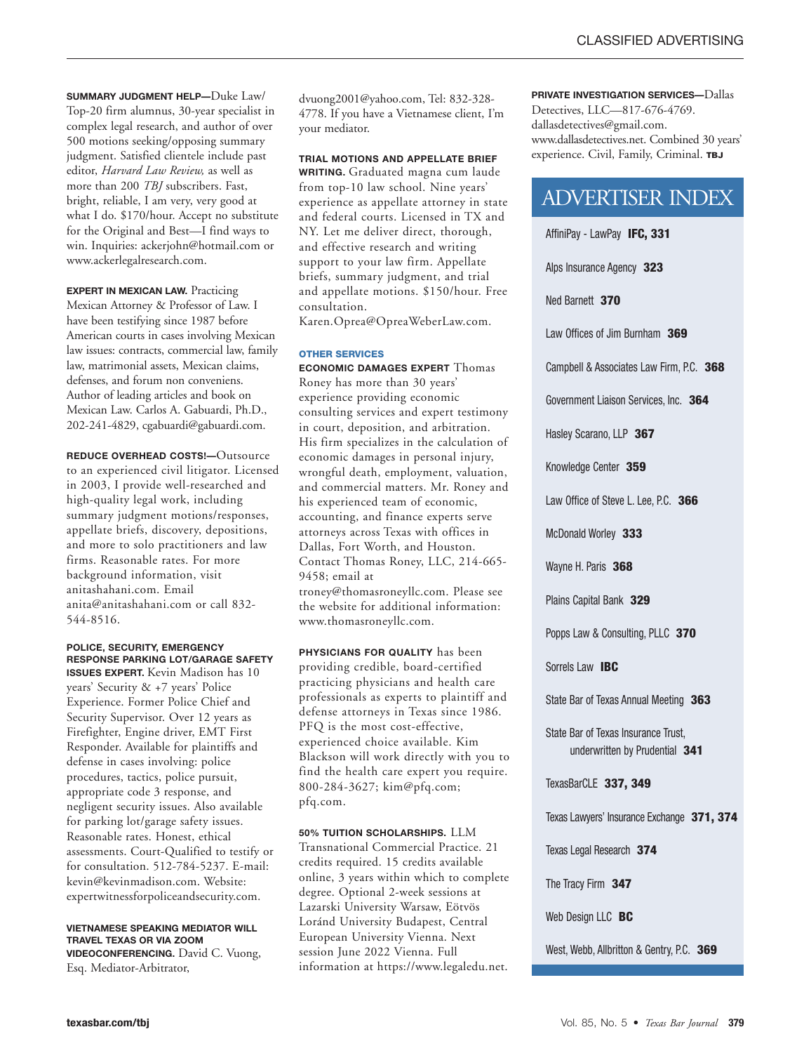**SUMMARY JUDGMENT HELP—**Duke Law/ Top-20 firm alumnus, 30-year specialist in complex legal research, and author of over 500 motions seeking/opposing summary judgment. Satisfied clientele include past editor, *Harvard Law Review,* as well as more than 200 *TBJ* subscribers. Fast, bright, reliable, I am very, very good at what I do. $170/hour. Accept no substitute for the Original and Best—I find ways to win. Inquiries: ackerjohn@hotmail.com or www.ackerlegalresearch.com.

**EXPERT IN MEXICAN LAW.** Practicing Mexican Attorney & Professor of Law. I have been testifying since 1987 before American courts in cases involving Mexican law issues: contracts, commercial law, family law, matrimonial assets, Mexican claims, defenses, and forum non conveniens. Author of leading articles and book on Mexican Law. Carlos A. Gabuardi, Ph.D., 202-241-4829, cgabuardi@gabuardi.com.

**REDUCE OVERHEAD COSTS!—**Outsource to an experienced civil litigator. Licensed in 2003, I provide well-researched and high-quality legal work, including summary judgment motions/responses, appellate briefs, discovery, depositions, and more to solo practitioners and law firms. Reasonable rates. For more background information, visit anitashahani.com. Email anita@anitashahani.com or call 832-544-8516.

**POLICE, SECURITY, EMERGENCY RESPONSE PARKING LOT/GARAGE SAFETY ISSUES EXPERT.** Kevin Madison has 10 years' Security & +7 years' Police Experience. Former Police Chief and Security Supervisor. Over 12 years as Firefighter, Engine driver, EMT First Responder. Available for plaintiffs and defense in cases involving: police procedures, tactics, police pursuit, appropriate code 3 response, and negligent security issues. Also available for parking lot/garage safety issues. Reasonable rates. Honest, ethical assessments. Court-Qualified to testify or for consultation. 512-784-5237. E-mail: kevin@kevinmadison.com. Website: expertwitnessforpoliceandsecurity.com.

**VIETNAMESE SPEAKING MEDIATOR WILL TRAVEL TEXAS OR VIA ZOOM VIDEOCONFERENCING.** David C. Vuong, Esq. Mediator-Arbitrator, dvuong2001@yahoo.com, Tel: 832-328-4778. If you have a Vietnamese client, I'm your mediator.

**TRIAL MOTIONS AND APPELLATE BRIEF WRITING.** Graduated magna cum laude from top-10 law school. Nine years' experience as appellate attorney in state and federal courts. Licensed in TX and NY. Let me deliver direct, thorough, and effective research and writing support to your law firm. Appellate briefs, summary judgment, and trial and appellate motions. $150/hour. Free consultation. Karen.Oprea@OpreaWeberLaw.com.

## OTHER SERVICES

**ECONOMIC DAMAGES EXPERT** Thomas Roney has more than 30 years' experience providing economic consulting services and expert testimony in court, deposition, and arbitration. His firm specializes in the calculation of economic damages in personal injury, wrongful death, employment, valuation, and commercial matters. Mr. Roney and his experienced team of economic, accounting, and finance experts serve attorneys across Texas with offices in Dallas, Fort Worth, and Houston. Contact Thomas Roney, LLC, 214-665-9458; email at troney@thomasroneyllc.com. Please see the website for additional information: www.thomasroneyllc.com.

**PHYSICIANS FOR QUALITY** has been providing credible, board-certified practicing physicians and health care professionals as experts to plaintiff and defense attorneys in Texas since 1986. PFQ is the most cost-effective, experienced choice available. Kim Blackson will work directly with you to find the health care expert you require. 800-284-3627; kim@pfq.com; pfq.com.

**50% TUITION SCHOLARSHIPS.** LLM Transnational Commercial Practice. 21 credits required. 15 credits available online, 3 years within which to complete degree. Optional 2-week sessions at Lazarski University Warsaw, Eötvös Loránd University Budapest, Central European University Vienna. Next session June 2022 Vienna. Full information at https://www.legaledu.net.

**PRIVATE INVESTIGATION SERVICES—**Dallas Detectives, LLC—817-676-4769. dallasdetectives@gmail.com. www.dallasdetectives.net. Combined 30 years' experience. Civil, Family, Criminal. **TBJ**

## ADVERTISER INDEX

AffiniPay - LawPay **IFC, 331**

Alps Insurance Agency **323**

Ned Barnett **370**

Law Offices of Jim Burnham **369**

Campbell & Associates Law Firm, P.C. **368**

Government Liaison Services, Inc. **364**

Hasley Scarano, LLP **367**

Knowledge Center **359**

Law Office of Steve L. Lee, P.C. **366**

McDonald Worley **333**

Wayne H. Paris **368**

Plains Capital Bank **329**

Popps Law & Consulting, PLLC **370**

Sorrels Law **IBC**

State Bar of Texas Annual Meeting **363**

State Bar of Texas Insurance Trust, underwritten by Prudential **341**

TexasBarCLE **337, 349**

Texas Lawyers' Insurance Exchange **371, 374**

Texas Legal Research **374**

The Tracy Firm **347**

Web Design LLC **BC**

West, Webb, Allbritton & Gentry, P.C. **369**